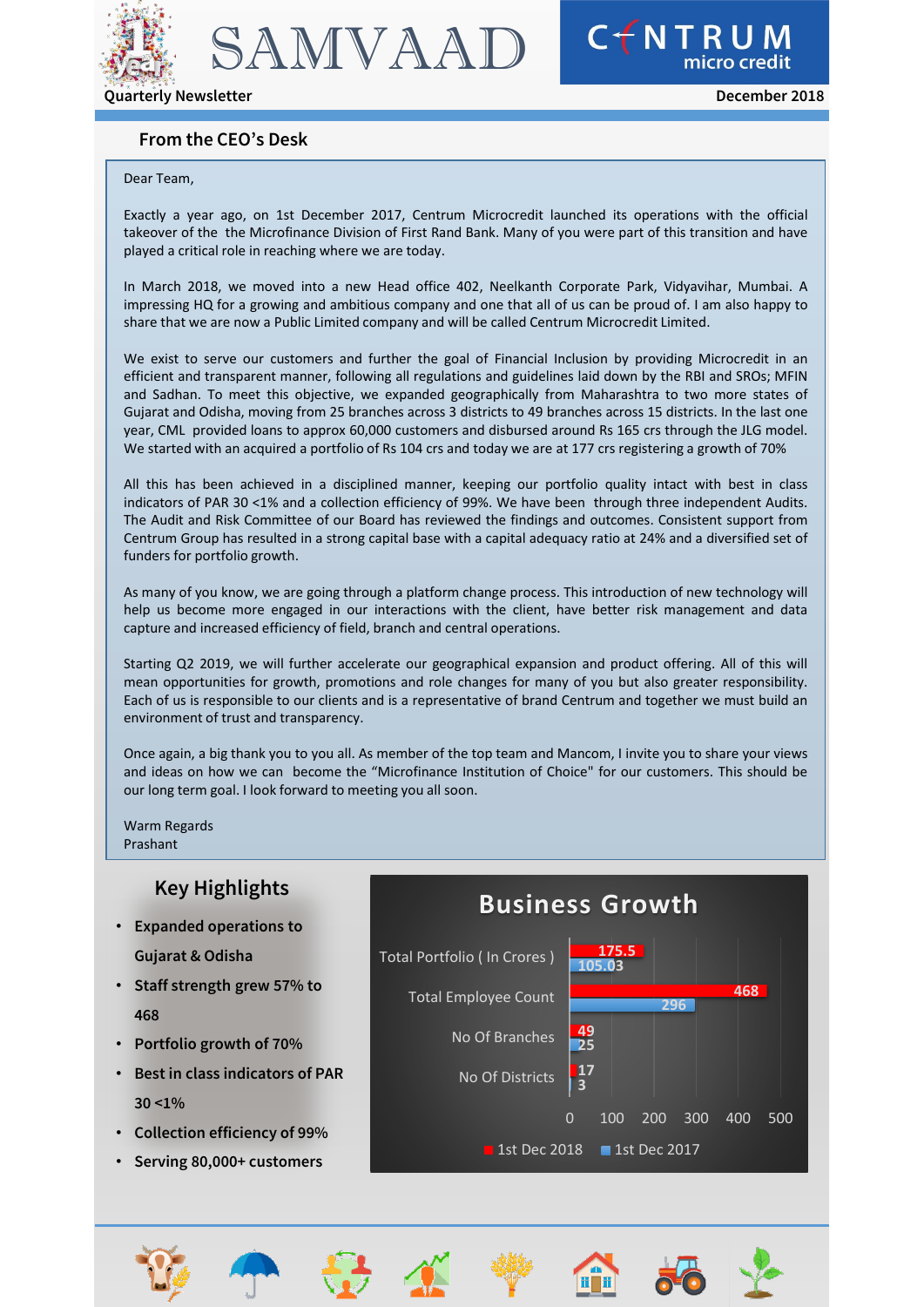# SAMVAAD

**Quarterly Newsletter**

CENTRUM micro credit

**December 2018**

## From the CEO's Desk

Dear Team,

Exactly a year ago, on 1st December 2017, Centrum Microcredit launched its operations with the official takeover of the the Microfinance Division of First Rand Bank. Many of you were part of this transition and have played a critical role in reaching where we are today.

In March 2018, we moved into a new Head office 402, Neelkanth Corporate Park, Vidyavihar, Mumbai. A impressing HQ for a growing and ambitious company and one that all of us can be proud of. I am also happy to share that we are now a Public Limited company and will be called Centrum Microcredit Limited.

We exist to serve our customers and further the goal of Financial Inclusion by providing Microcredit in an efficient and transparent manner, following all regulations and guidelines laid down by the RBI and SROs; MFIN and Sadhan. To meet this objective, we expanded geographically from Maharashtra to two more states of Gujarat and Odisha, moving from 25 branches across 3 districts to 49 branches across 15 districts. In the last one year, CML provided loans to approx 60,000 customers and disbursed around Rs 165 crs through the JLG model. We started with an acquired a portfolio of Rs 104 crs and today we are at 177 crs registering a growth of 70%

All this has been achieved in a disciplined manner, keeping our portfolio quality intact with best in class indicators of PAR 30 <1% and a collection efficiency of 99%. We have been through three independent Audits. The Audit and Risk Committee of our Board has reviewed the findings and outcomes. Consistent support from Centrum Group has resulted in a strong capital base with a capital adequacy ratio at 24% and a diversified set of funders for portfolio growth.

As many of you know, we are going through a platform change process. This introduction of new technology will help us become more engaged in our interactions with the client, have better risk management and data capture and increased efficiency of field, branch and central operations.

Starting Q2 2019, we will further accelerate our geographical expansion and product offering. All of this will mean opportunities for growth, promotions and role changes for many of you but also greater responsibility. Each of us is responsible to our clients and is a representative of brand Centrum and together we must build an environment of trust and transparency.

Once again, a big thank you to you all. As member of the top team and Mancom, I invite you to share your views and ideas on how we can become the "Microfinance Institution of Choice" for our customers. This should be our long term goal. I look forward to meeting you all soon.

Warm Regards
Prashant

## Key Highlights

- **Expanded operations to Gujarat & Odisha**
- **Staff strength grew 57% to 468**
- **Portfolio growth of 70%**
- **Best in class indicators of PAR 30 <1%**
- **Collection efficiency of 99%**
- **Serving 80,000+ customers**

## Business Growth

| | 1st Dec 2018 | 1st Dec 2017 |
|---|---|---|
| Total Portfolio ( In Crores ) | 175.5 | 105.03 |
| Total Employee Count | 468 | 296 |
| No Of Branches | 49 | 25 |
| No Of Districts | 17 | 3 |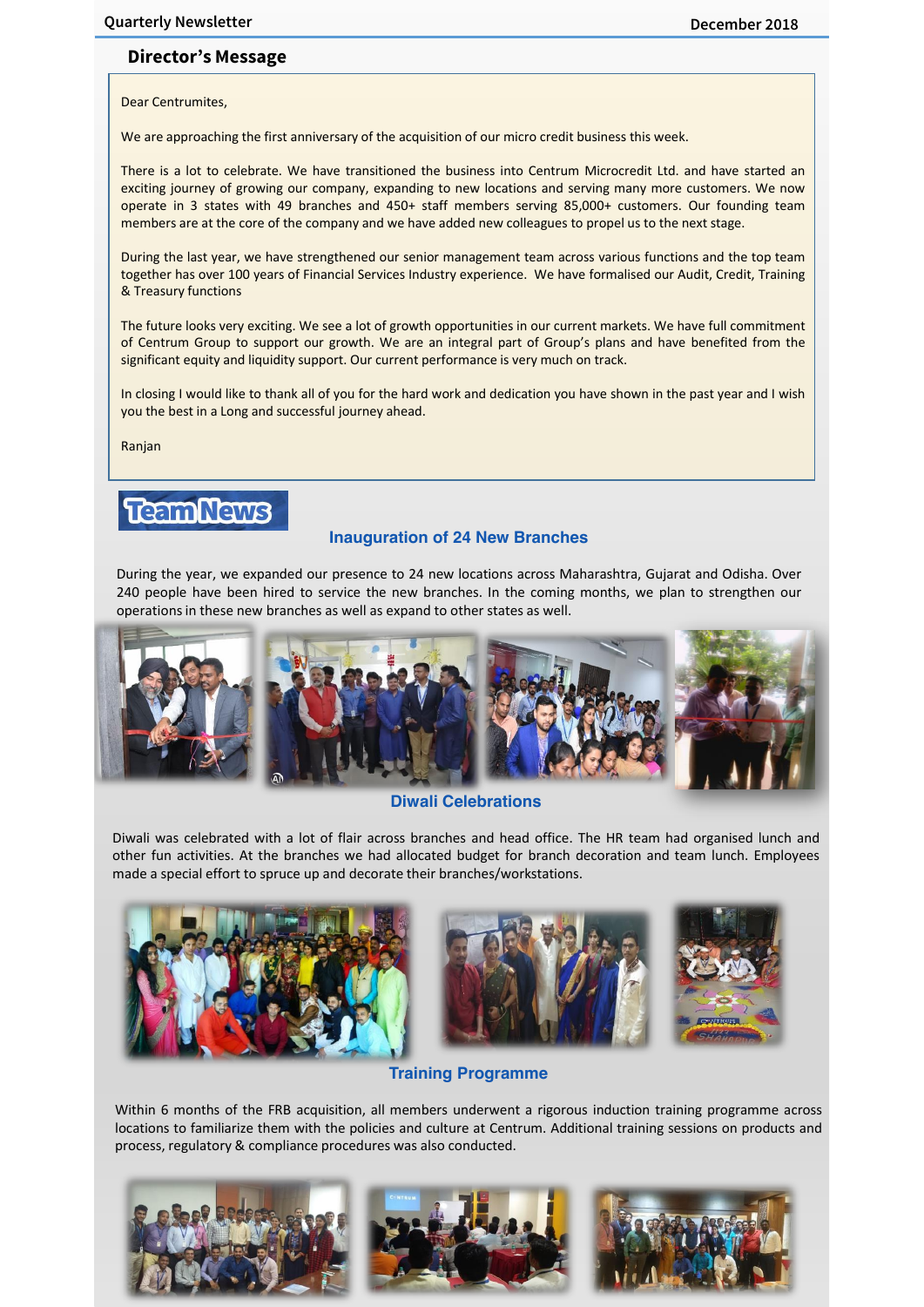## Director's Message

Dear Centrumites,

We are approaching the first anniversary of the acquisition of our micro credit business this week.

There is a lot to celebrate. We have transitioned the business into Centrum Microcredit Ltd. and have started an exciting journey of growing our company, expanding to new locations and serving many more customers. We now operate in 3 states with 49 branches and 450+ staff members serving 85,000+ customers. Our founding team members are at the core of the company and we have added new colleagues to propel us to the next stage.

During the last year, we have strengthened our senior management team across various functions and the top team together has over 100 years of Financial Services Industry experience. We have formalised our Audit, Credit, Training & Treasury functions

The future looks very exciting. We see a lot of growth opportunities in our current markets. We have full commitment of Centrum Group to support our growth. We are an integral part of Group's plans and have benefited from the significant equity and liquidity support. Our current performance is very much on track.

In closing I would like to thank all of you for the hard work and dedication you have shown in the past year and I wish you the best in a Long and successful journey ahead.

Ranjan

## Team News

### Inauguration of 24 New Branches

During the year, we expanded our presence to 24 new locations across Maharashtra, Gujarat and Odisha. Over 240 people have been hired to service the new branches. In the coming months, we plan to strengthen our operations in these new branches as well as expand to other states as well.

### Diwali Celebrations

Diwali was celebrated with a lot of flair across branches and head office. The HR team had organised lunch and other fun activities. At the branches we had allocated budget for branch decoration and team lunch. Employees made a special effort to spruce up and decorate their branches/workstations.

### Training Programme

Within 6 months of the FRB acquisition, all members underwent a rigorous induction training programme across locations to familiarize them with the policies and culture at Centrum. Additional training sessions on products and process, regulatory & compliance procedures was also conducted.